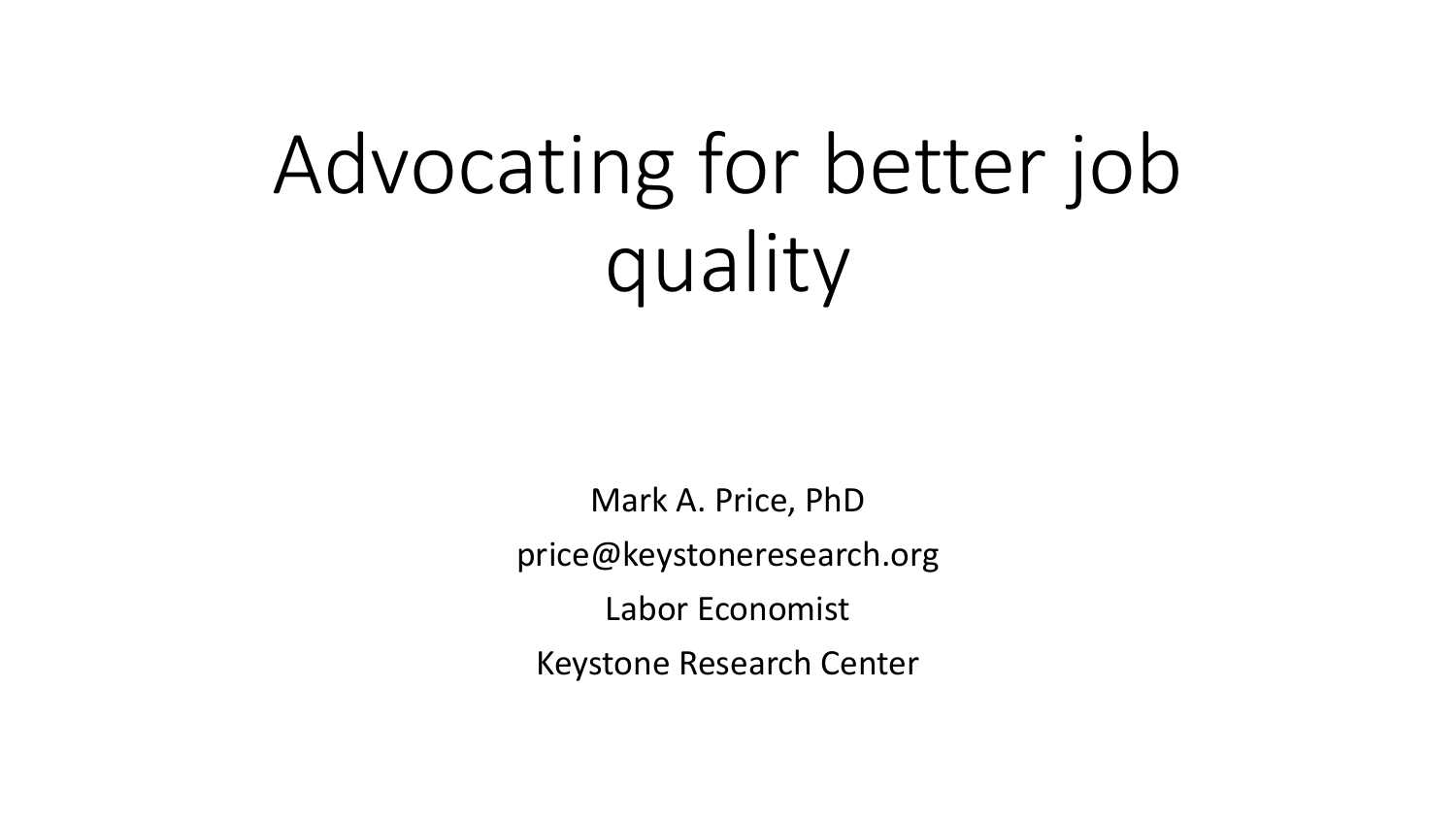# Advocating for better job quality

Mark A. Price, PhD

price@keystoneresearch.org

Labor Economist

Keystone Research Center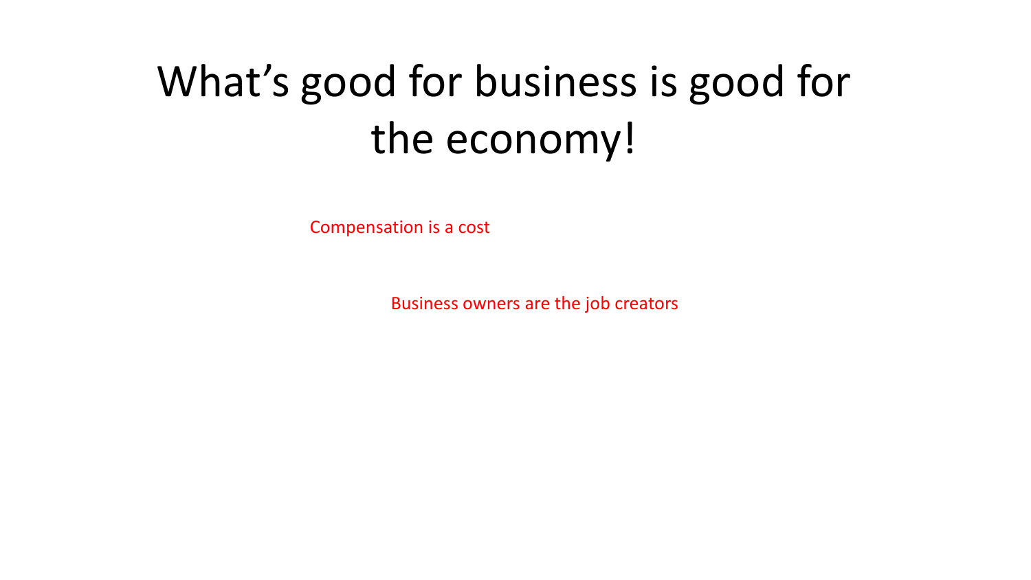# What's good for business is good for the economy!

Compensation is a cost

Business owners are the job creators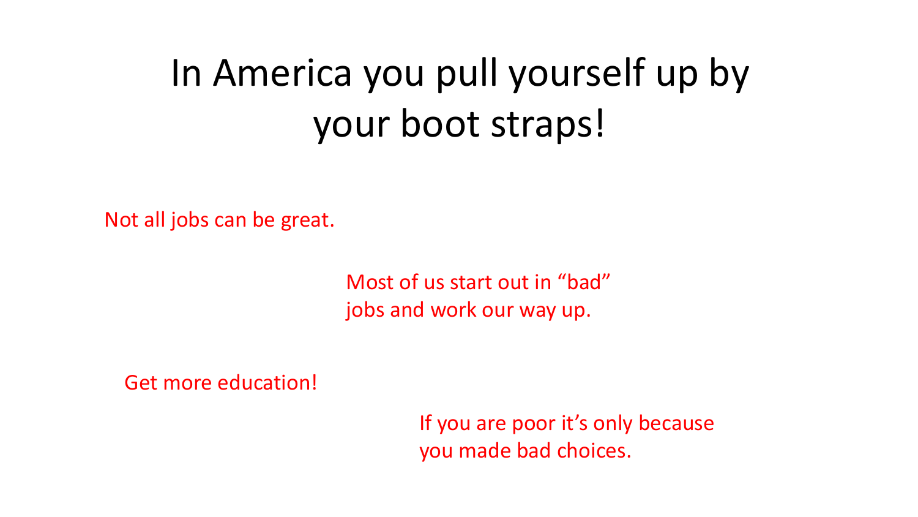# In America you pull yourself up by your boot straps!

Not all jobs can be great.

Most of us start out in “bad” jobs and work our way up.

Get more education!

If you are poor it’s only because you made bad choices.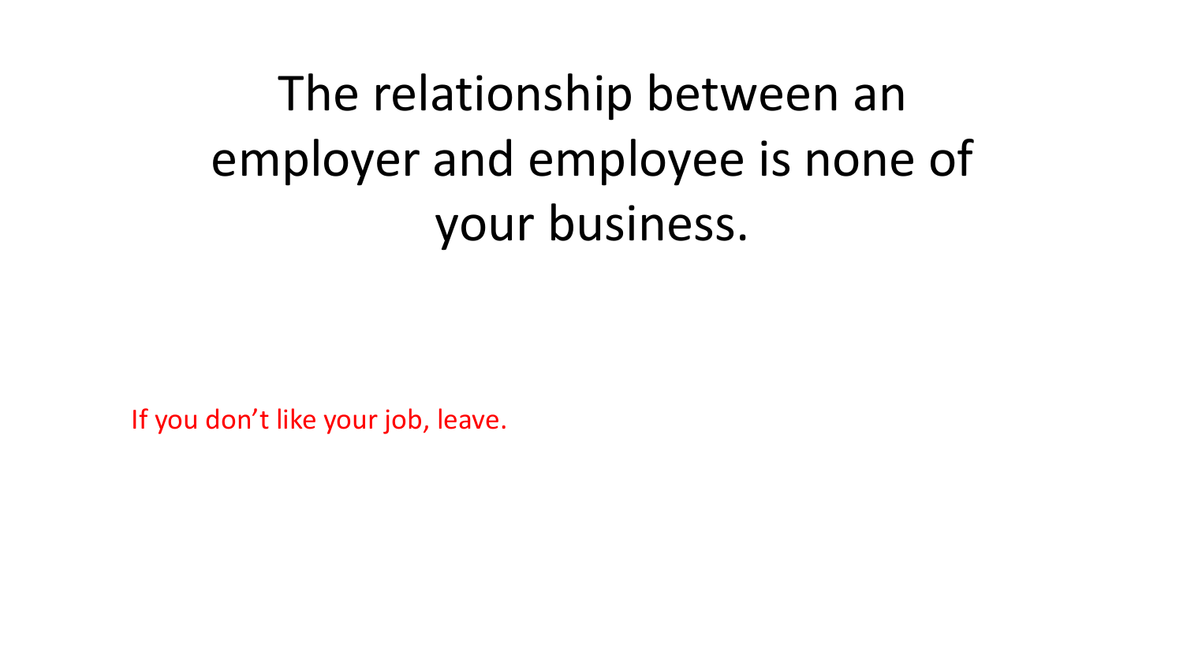# The relationship between an employer and employee is none of your business.

If you don’t like your job, leave.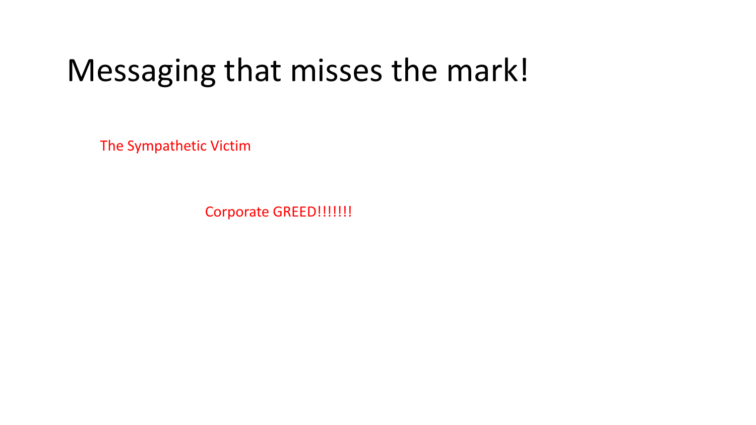# Messaging that misses the mark!

The Sympathetic Victim

Corporate GREED!!!!!!!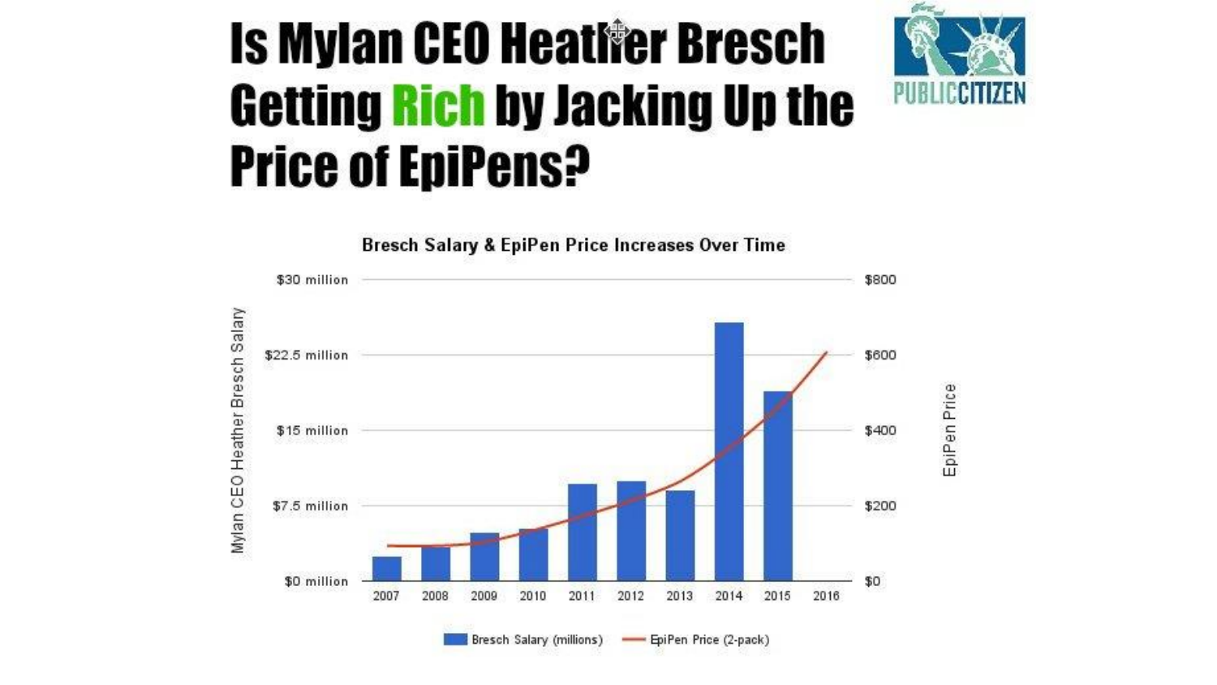# Is Mylan CEO Heather Bresch Getting Rich by Jacking Up the Price of EpiPens?

PUBLIC CITIZEN

**Bresch Salary & EpiPen Price Increases Over Time**

Left axis: Mylan CEO Heather Bresch Salary ($0 million – $30 million)
Right axis: EpiPen Price ($0 – $800)

Years: 2007, 2008, 2009, 2010, 2011, 2012, 2013, 2014, 2015, 2016

Legend: Bresch Salary (millions) — EpiPen Price (2-pack)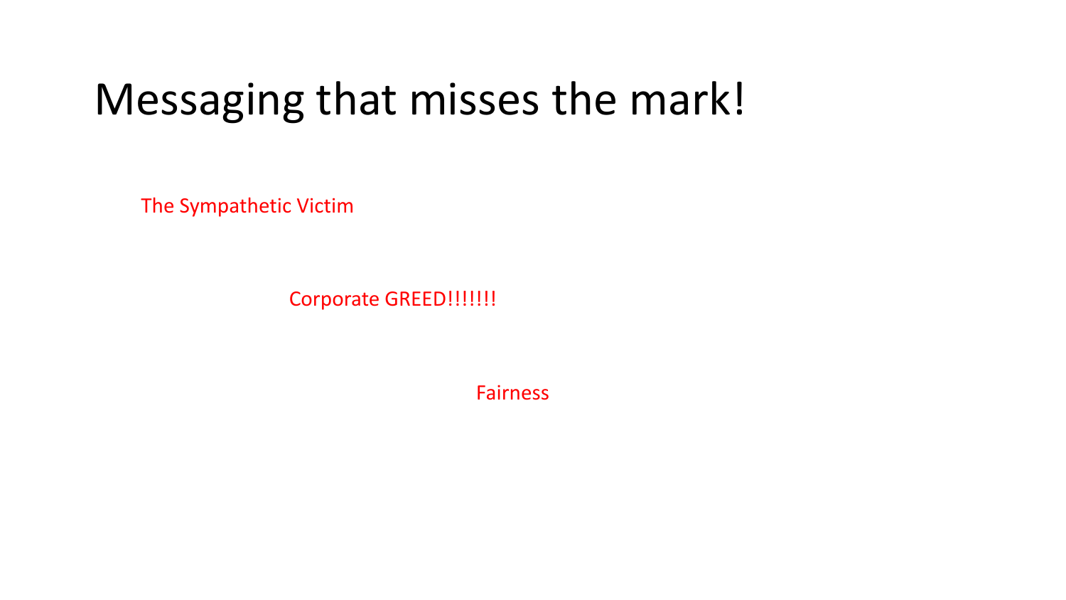# Messaging that misses the mark!

The Sympathetic Victim

Corporate GREED!!!!!!!

Fairness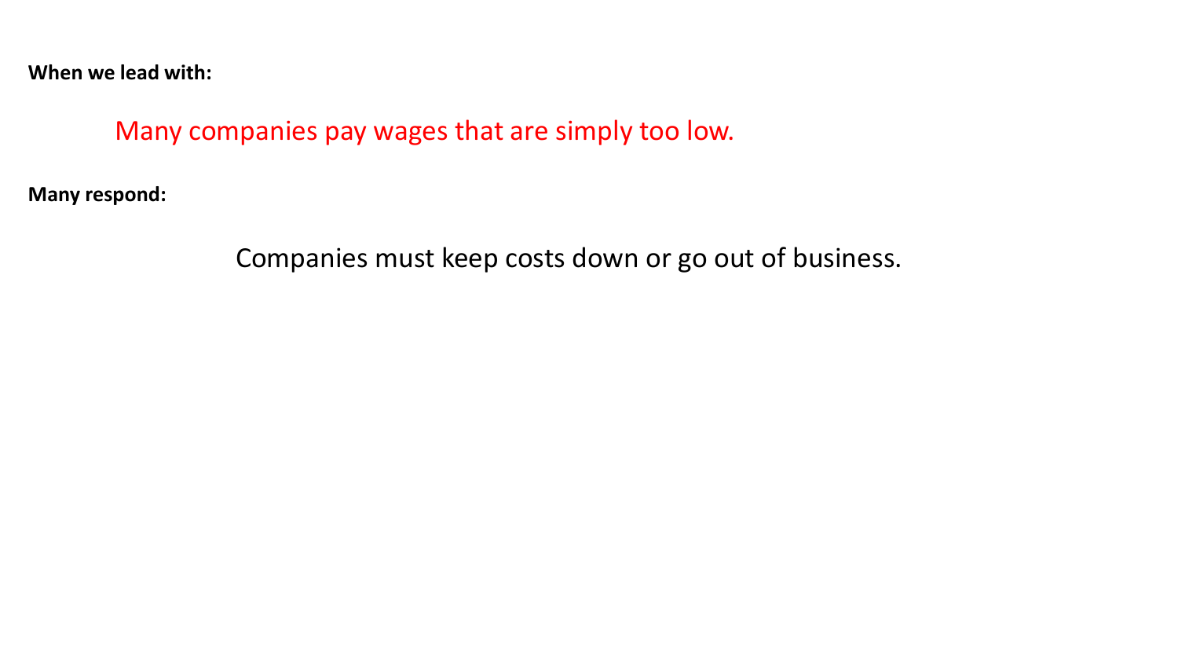**When we lead with:**

Many companies pay wages that are simply too low.

**Many respond:**

Companies must keep costs down or go out of business.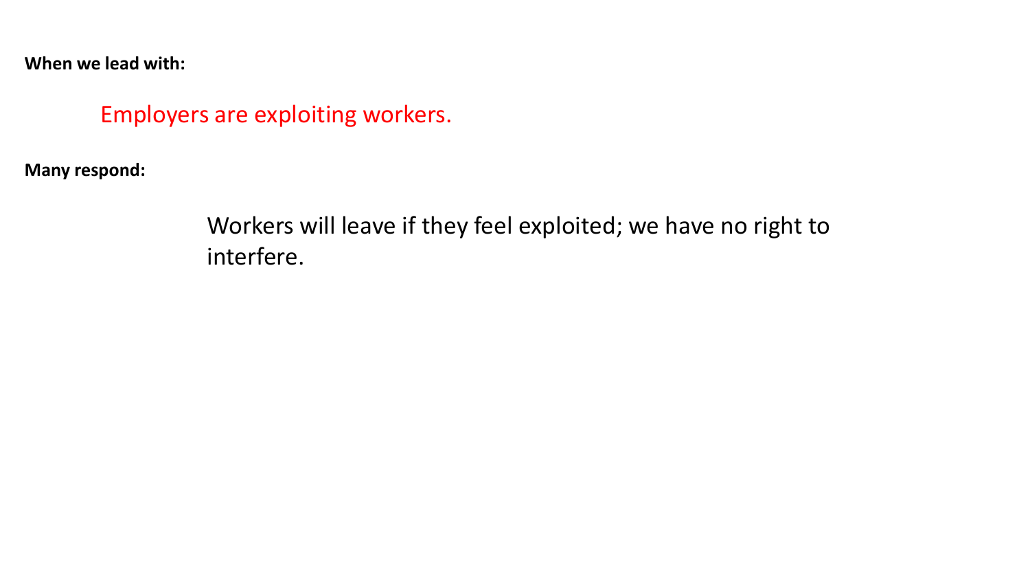**When we lead with:**

Employers are exploiting workers.

**Many respond:**

Workers will leave if they feel exploited; we have no right to interfere.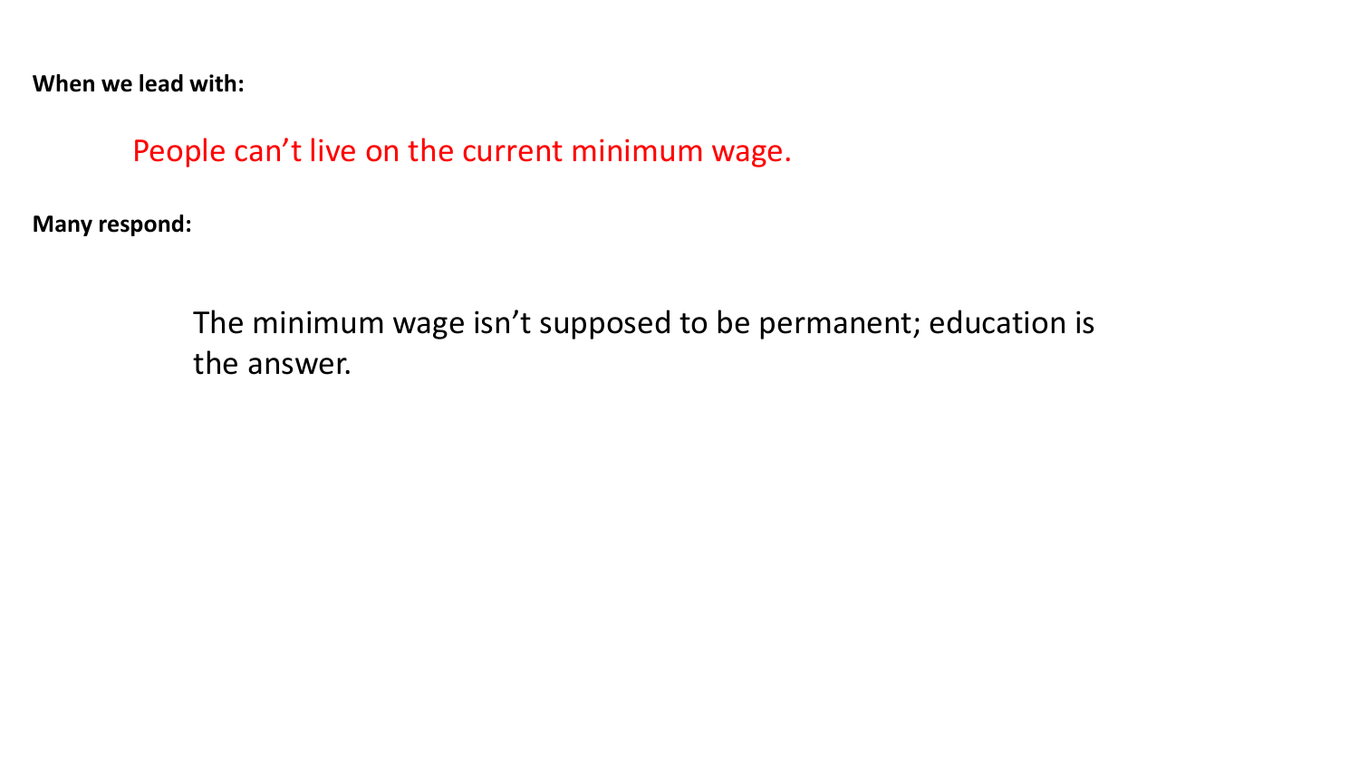**When we lead with:**

People can't live on the current minimum wage.

**Many respond:**

The minimum wage isn't supposed to be permanent; education is the answer.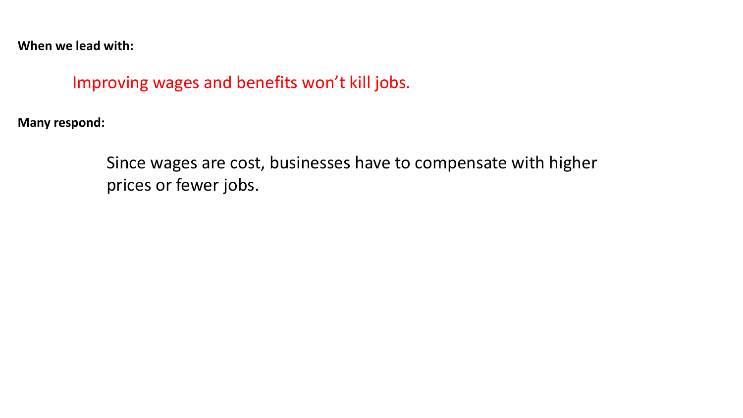**When we lead with:**

Improving wages and benefits won't kill jobs.

**Many respond:**

Since wages are cost, businesses have to compensate with higher prices or fewer jobs.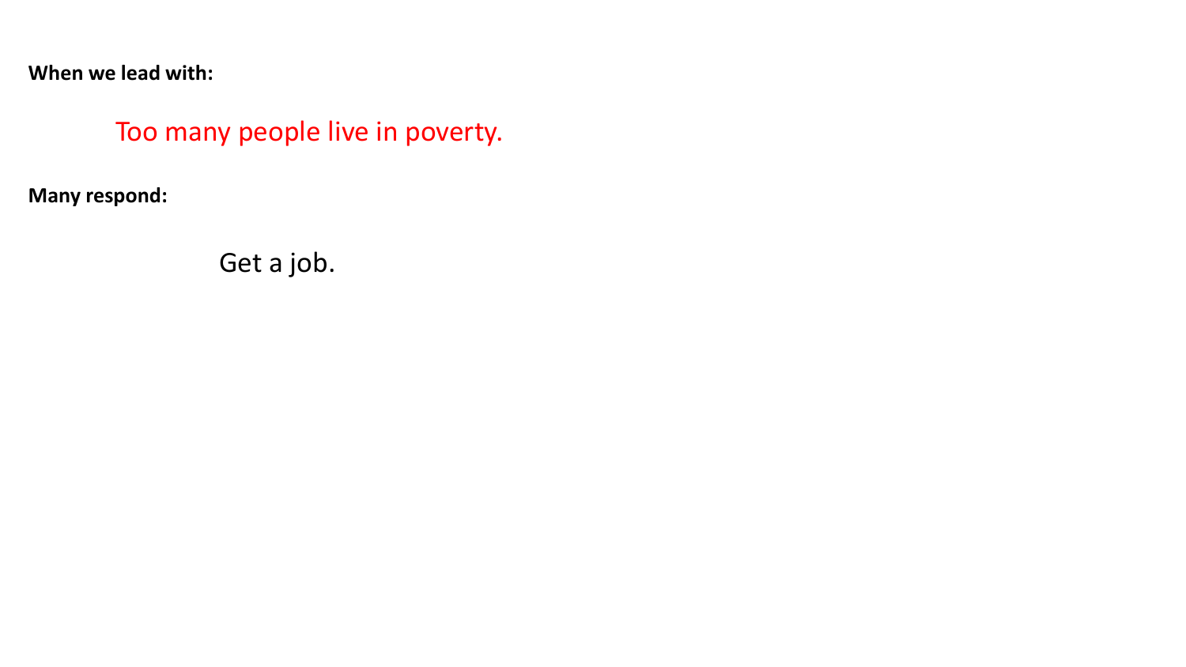**When we lead with:**

Too many people live in poverty.

**Many respond:**

Get a job.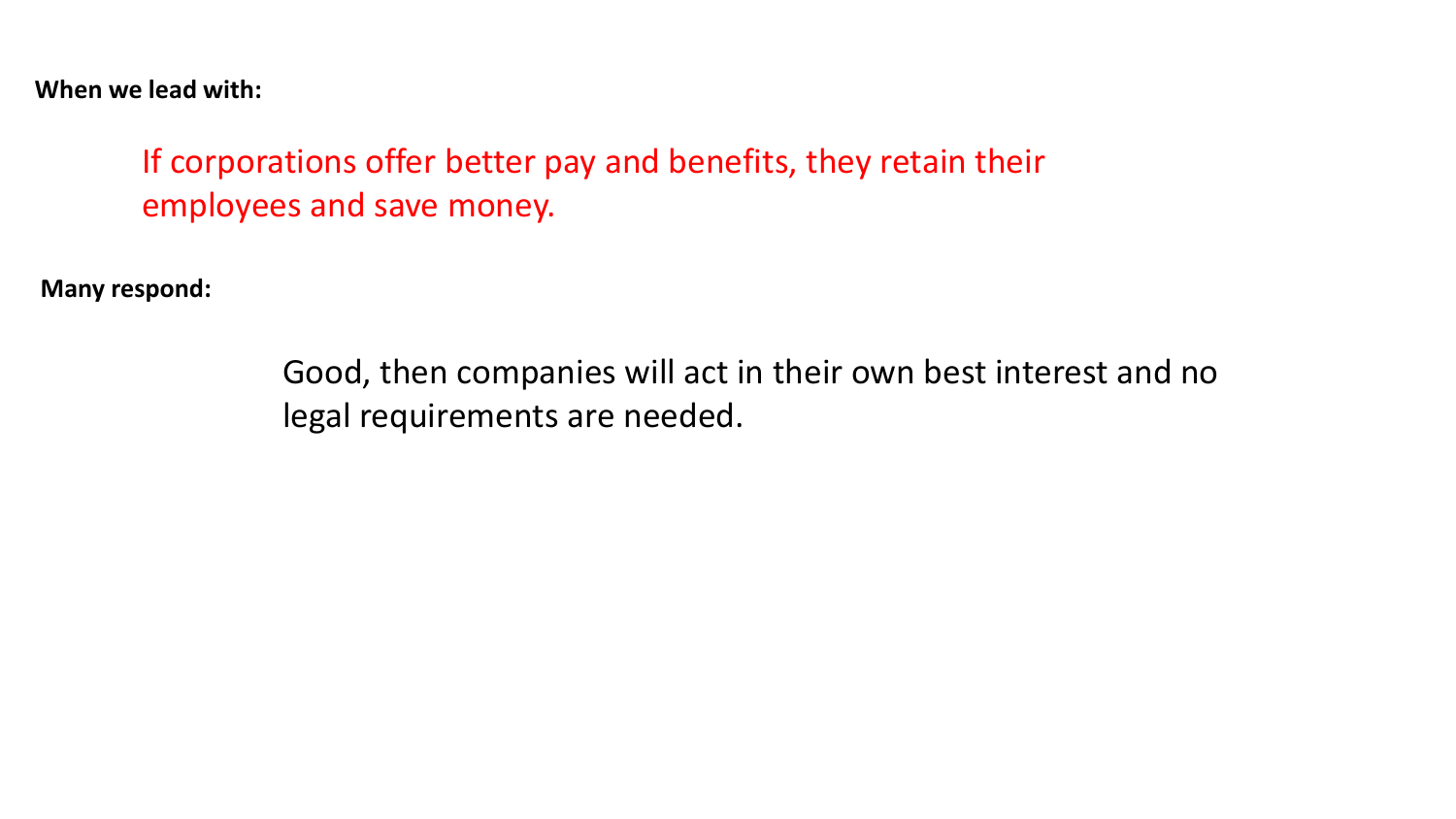**When we lead with:**

If corporations offer better pay and benefits, they retain their employees and save money.

**Many respond:**

Good, then companies will act in their own best interest and no legal requirements are needed.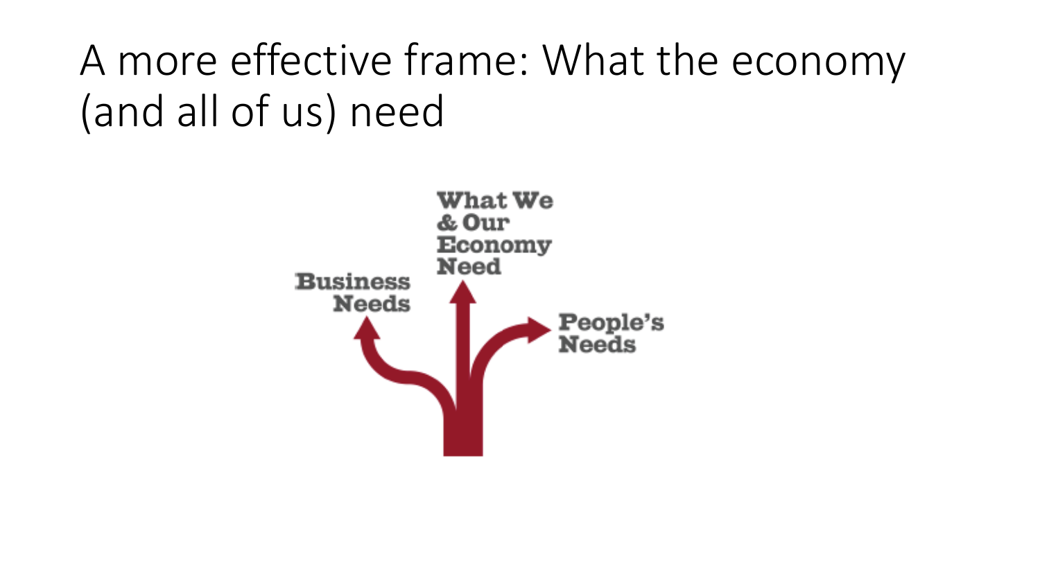# A more effective frame: What the economy (and all of us) need

Business Needs

What We & Our Economy Need

People's Needs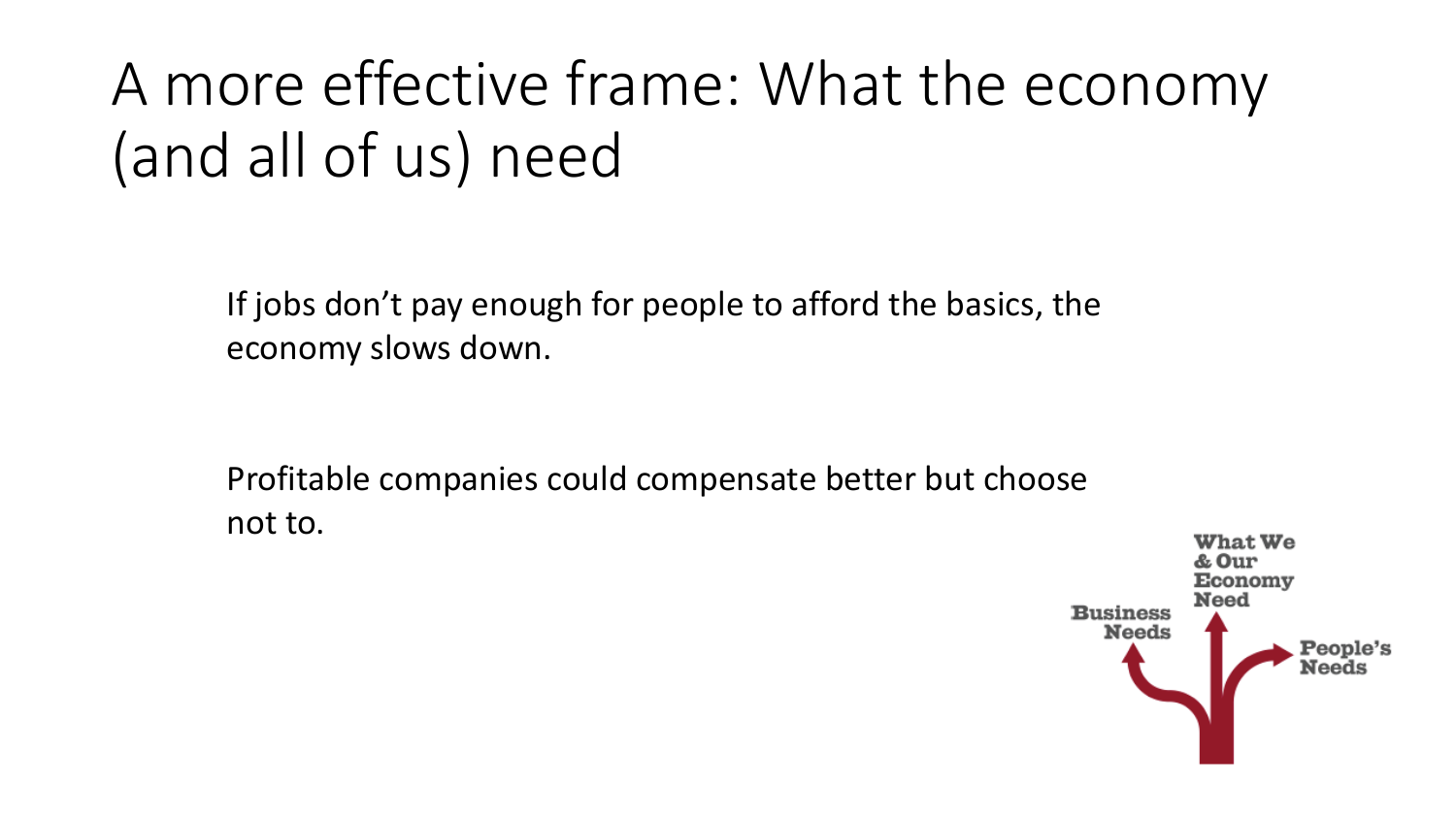# A more effective frame: What the economy (and all of us) need

If jobs don't pay enough for people to afford the basics, the economy slows down.

Profitable companies could compensate better but choose not to.

Business Needs

What We & Our Economy Need

People's Needs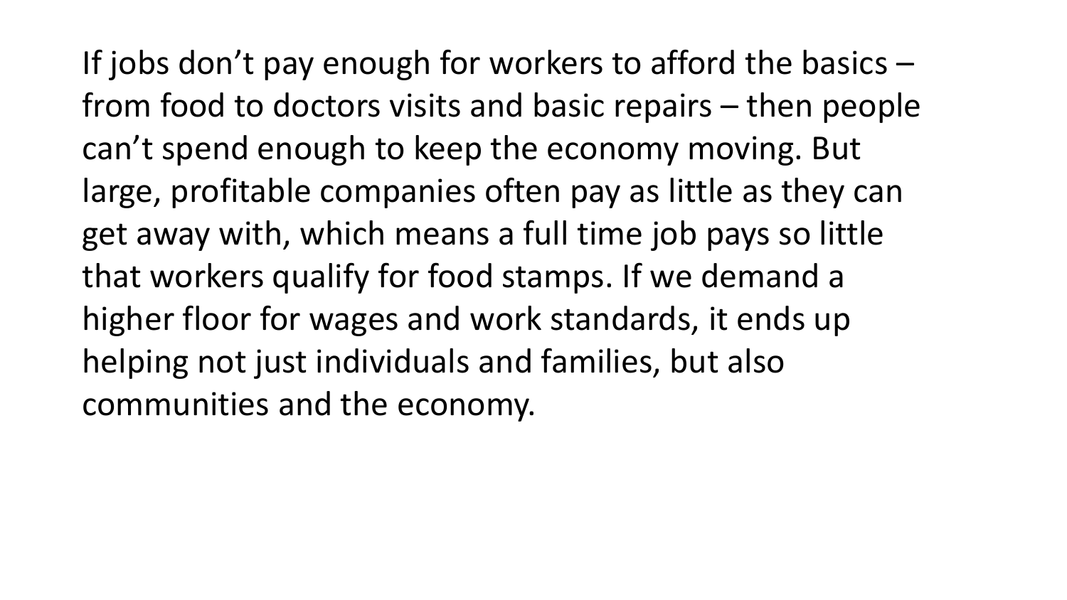If jobs don’t pay enough for workers to afford the basics – from food to doctors visits and basic repairs – then people can’t spend enough to keep the economy moving. But large, profitable companies often pay as little as they can get away with, which means a full time job pays so little that workers qualify for food stamps. If we demand a higher floor for wages and work standards, it ends up helping not just individuals and families, but also communities and the economy.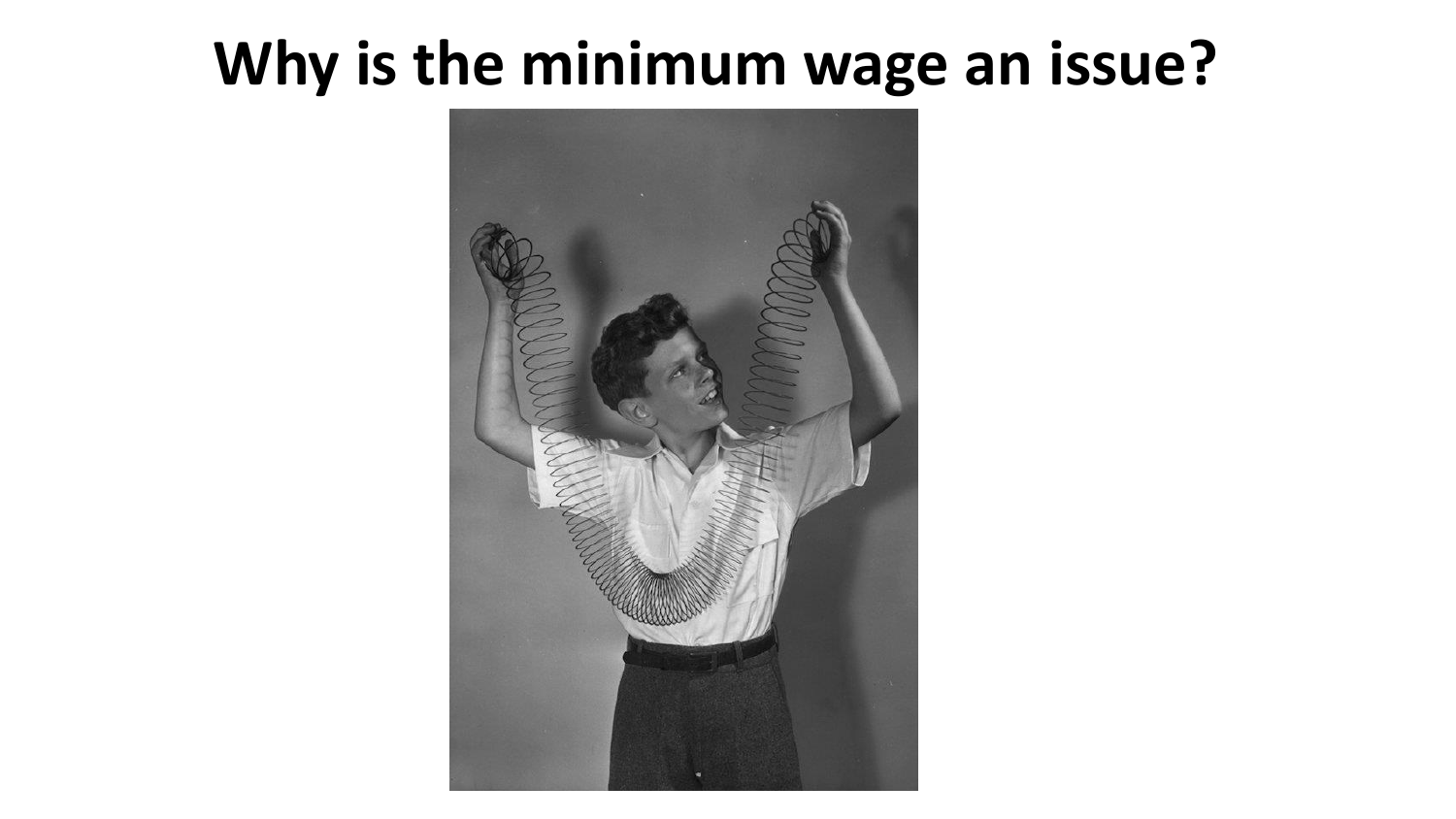# Why is the minimum wage an issue?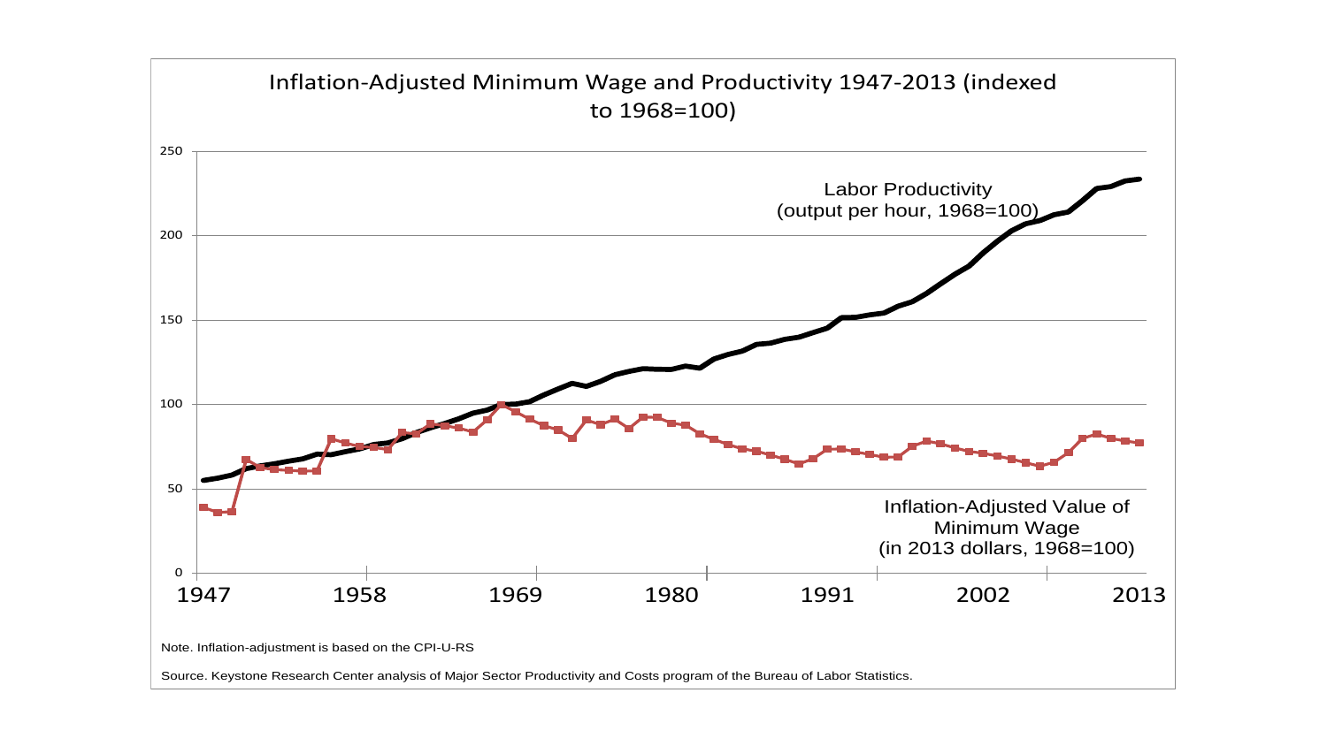Inflation-Adjusted Minimum Wage and Productivity 1947-2013 (indexed to 1968=100)

250

200

150

100

50

0

1947 1958 1969 1980 1991 2002 2013

Labor Productivity (output per hour, 1968=100)

Inflation-Adjusted Value of Minimum Wage (in 2013 dollars, 1968=100)

Note. Inflation-adjustment is based on the CPI-U-RS

Source. Keystone Research Center analysis of Major Sector Productivity and Costs program of the Bureau of Labor Statistics.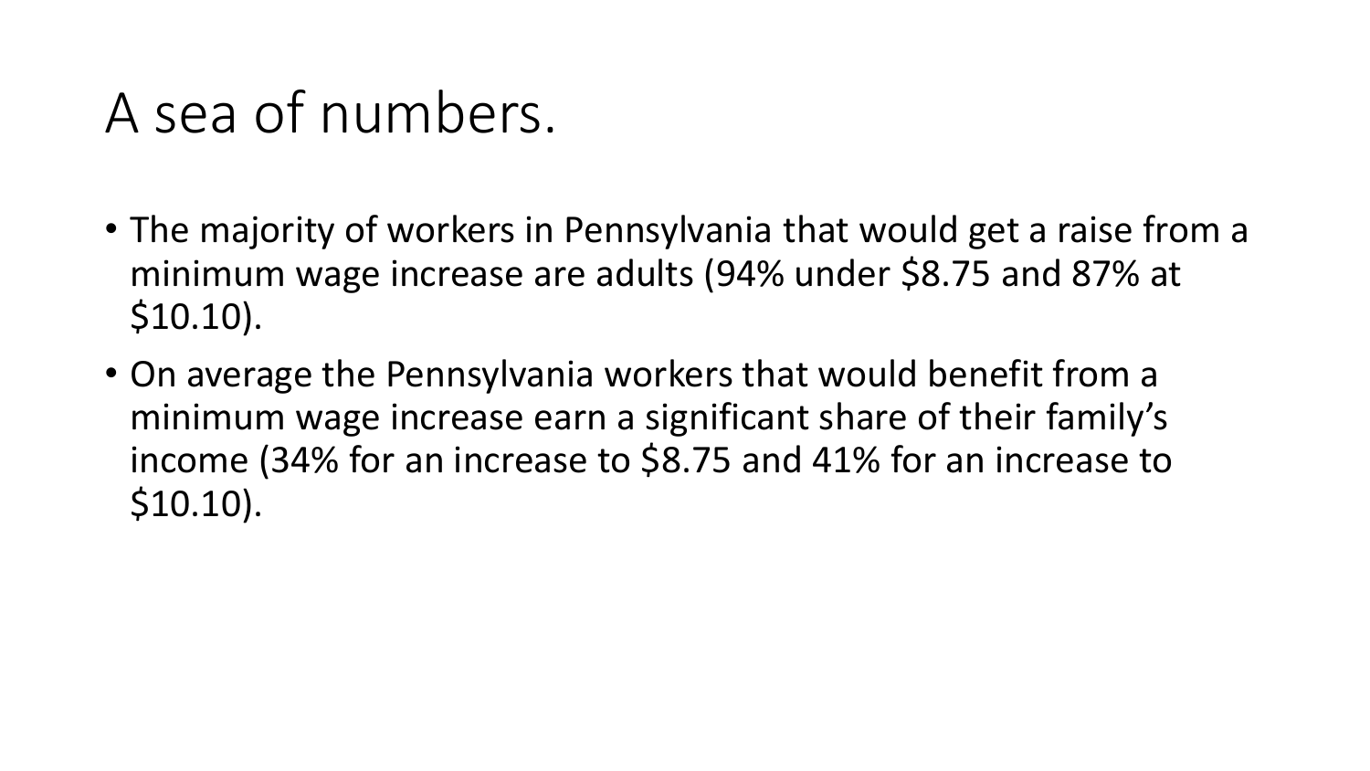# A sea of numbers.

- The majority of workers in Pennsylvania that would get a raise from a minimum wage increase are adults (94% under $8.75 and 87% at $10.10).
- On average the Pennsylvania workers that would benefit from a minimum wage increase earn a significant share of their family's income (34% for an increase to $8.75 and 41% for an increase to $10.10).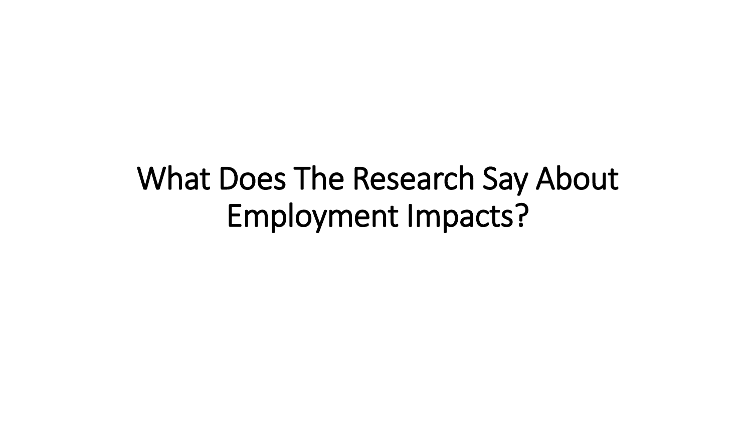# What Does The Research Say About Employment Impacts?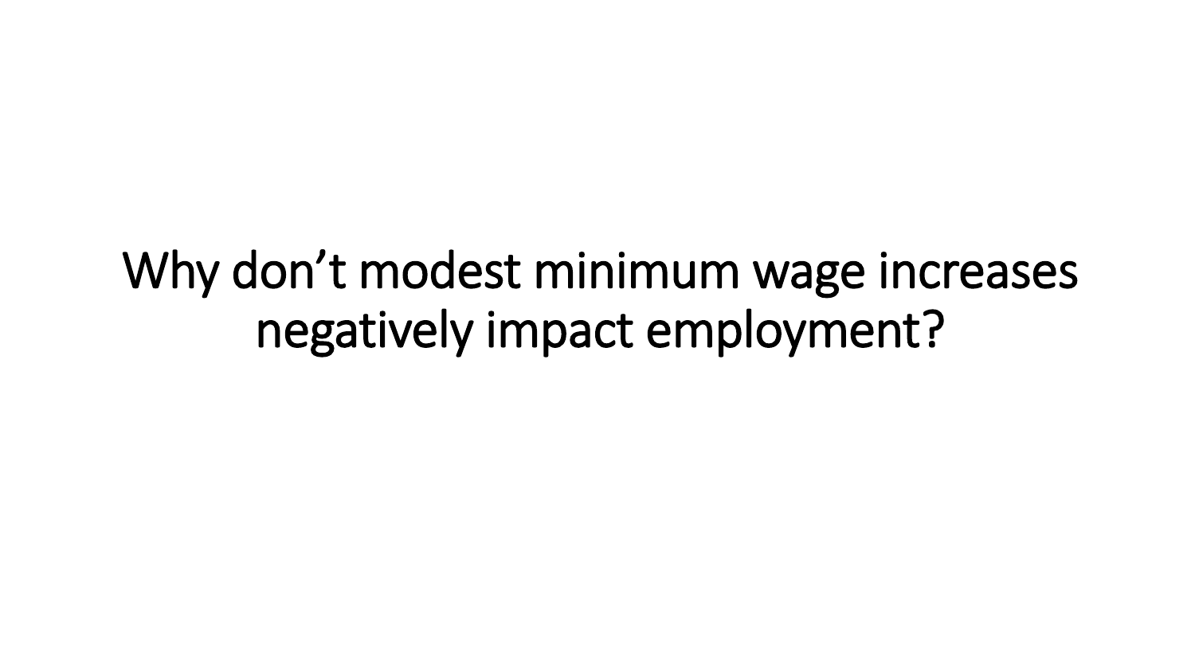# Why don’t modest minimum wage increases negatively impact employment?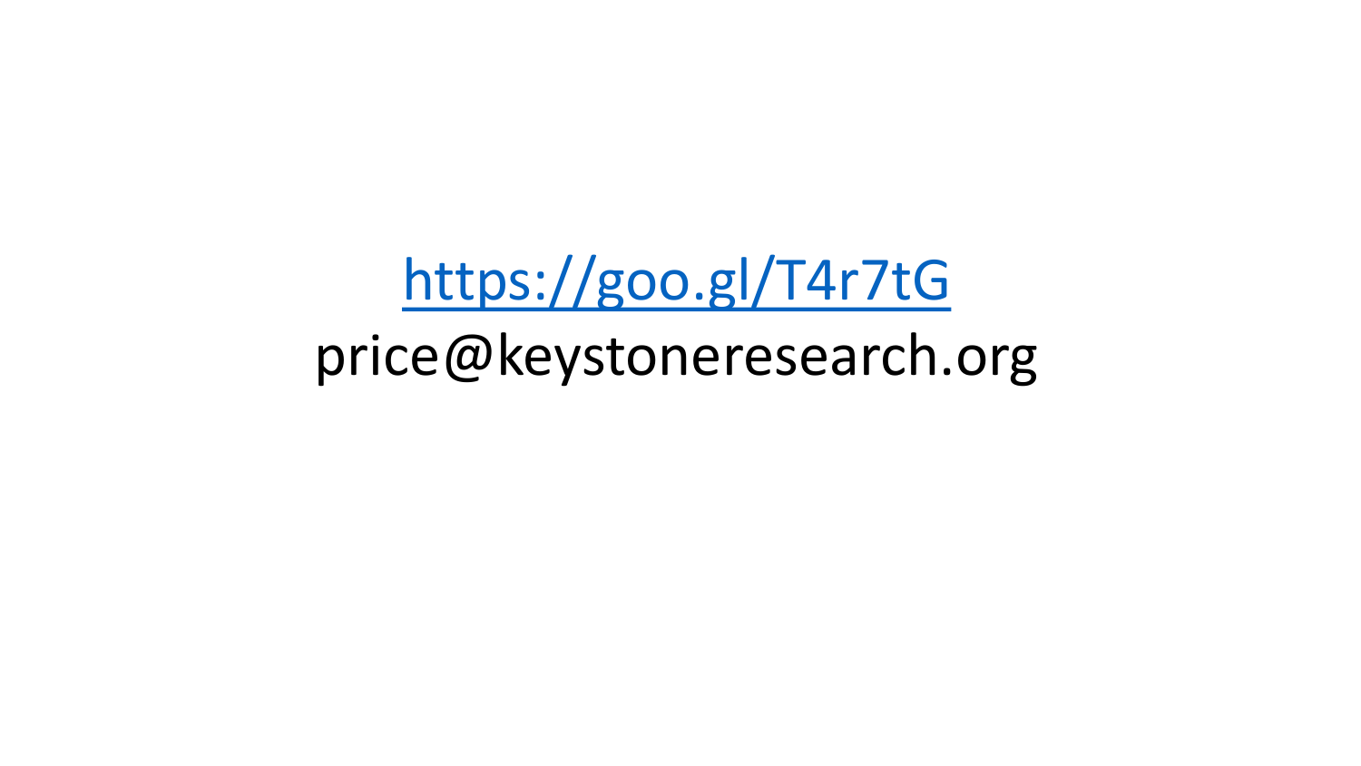[https://goo.gl/T4r7tG](https://goo.gl/T4r7tG)

price@keystoneresearch.org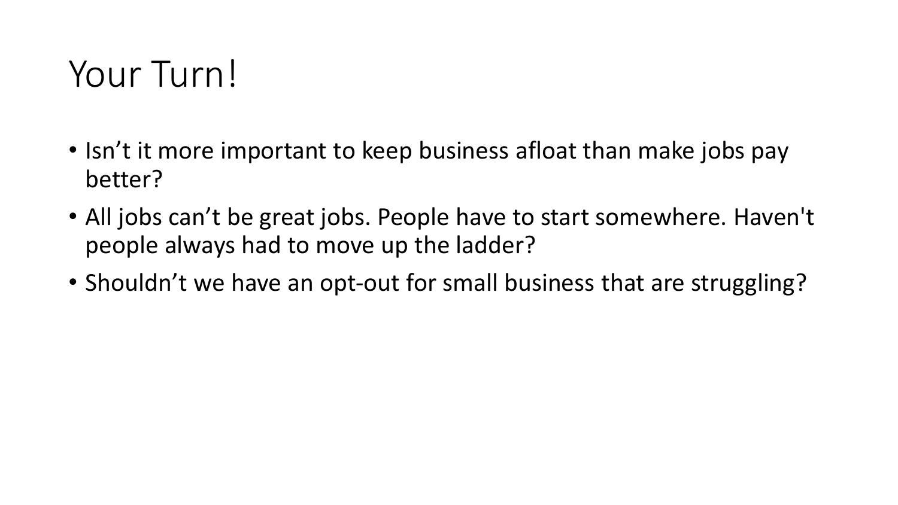# Your Turn!

- Isn’t it more important to keep business afloat than make jobs pay better?
- All jobs can’t be great jobs. People have to start somewhere. Haven't people always had to move up the ladder?
- Shouldn’t we have an opt-out for small business that are struggling?